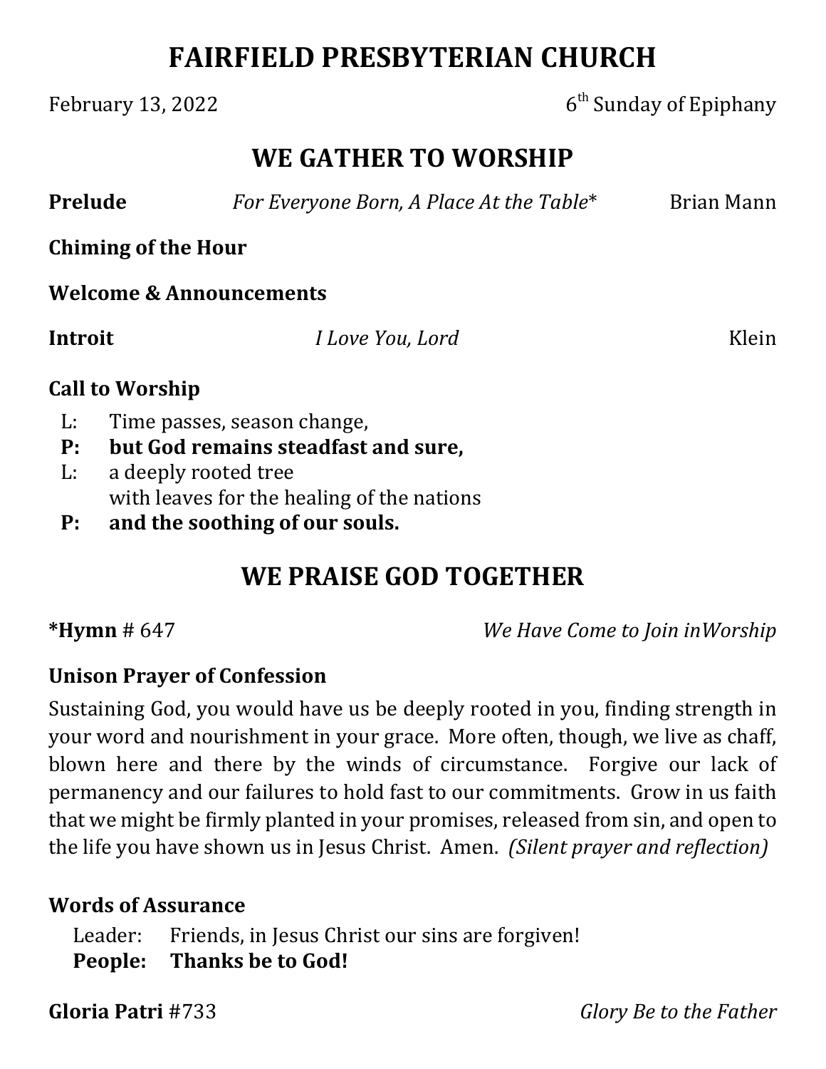# FAIRFIELD PRESBYTERIAN CHURCH

February 13, 2022 — 6th Sunday of Epiphany

## WE GATHER TO WORSHIP

**Prelude** — *For Everyone Born, A Place At the Table** — Brian Mann

**Chiming of the Hour**

**Welcome & Announcements**

**Introit** — *I Love You, Lord* — Klein

**Call to Worship**

L: Time passes, season change,
**P: but God remains steadfast and sure,**
L: a deeply rooted tree
with leaves for the healing of the nations
**P: and the soothing of our souls.**

## WE PRAISE GOD TOGETHER

***Hymn** # 647 — *We Have Come to Join inWorship*

**Unison Prayer of Confession**

Sustaining God, you would have us be deeply rooted in you, finding strength in your word and nourishment in your grace. More often, though, we live as chaff, blown here and there by the winds of circumstance. Forgive our lack of permanency and our failures to hold fast to our commitments. Grow in us faith that we might be firmly planted in your promises, released from sin, and open to the life you have shown us in Jesus Christ. Amen. *(Silent prayer and reflection)*

**Words of Assurance**

Leader: Friends, in Jesus Christ our sins are forgiven!
**People: Thanks be to God!**

**Gloria Patri** #733 — *Glory Be to the Father*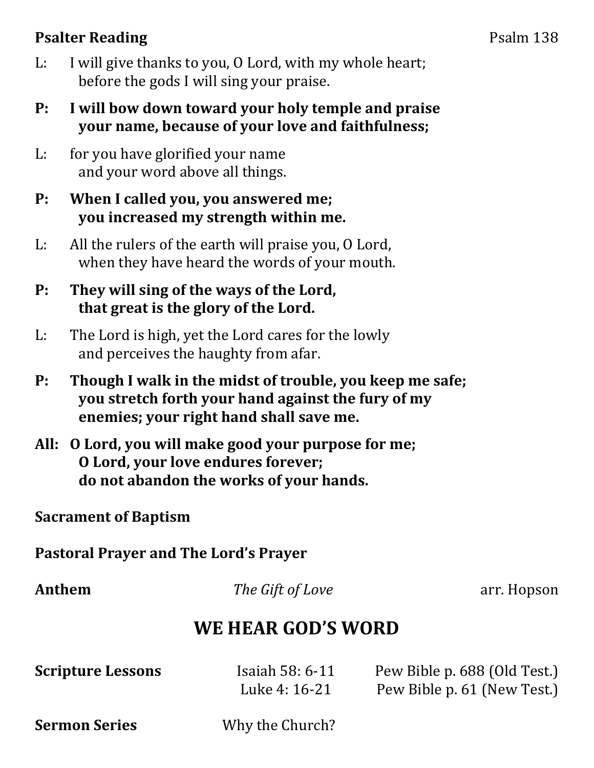**Psalter Reading** Psalm 138

L: I will give thanks to you, O Lord, with my whole heart;
before the gods I will sing your praise.

**P: I will bow down toward your holy temple and praise your name, because of your love and faithfulness;**

L: for you have glorified your name
and your word above all things.

**P: When I called you, you answered me;
you increased my strength within me.**

L: All the rulers of the earth will praise you, O Lord,
when they have heard the words of your mouth.

**P: They will sing of the ways of the Lord,
that great is the glory of the Lord.**

L: The Lord is high, yet the Lord cares for the lowly
and perceives the haughty from afar.

**P: Though I walk in the midst of trouble, you keep me safe;
you stretch forth your hand against the fury of my enemies; your right hand shall save me.**

**All: O Lord, you will make good your purpose for me;
O Lord, your love endures forever;
do not abandon the works of your hands.**

**Sacrament of Baptism**

**Pastoral Prayer and The Lord's Prayer**

**Anthem** *The Gift of Love* arr. Hopson

## WE HEAR GOD'S WORD

**Scripture Lessons** Isaiah 58: 6-11 Pew Bible p. 688 (Old Test.)
Luke 4: 16-21 Pew Bible p. 61 (New Test.)

**Sermon Series** Why the Church?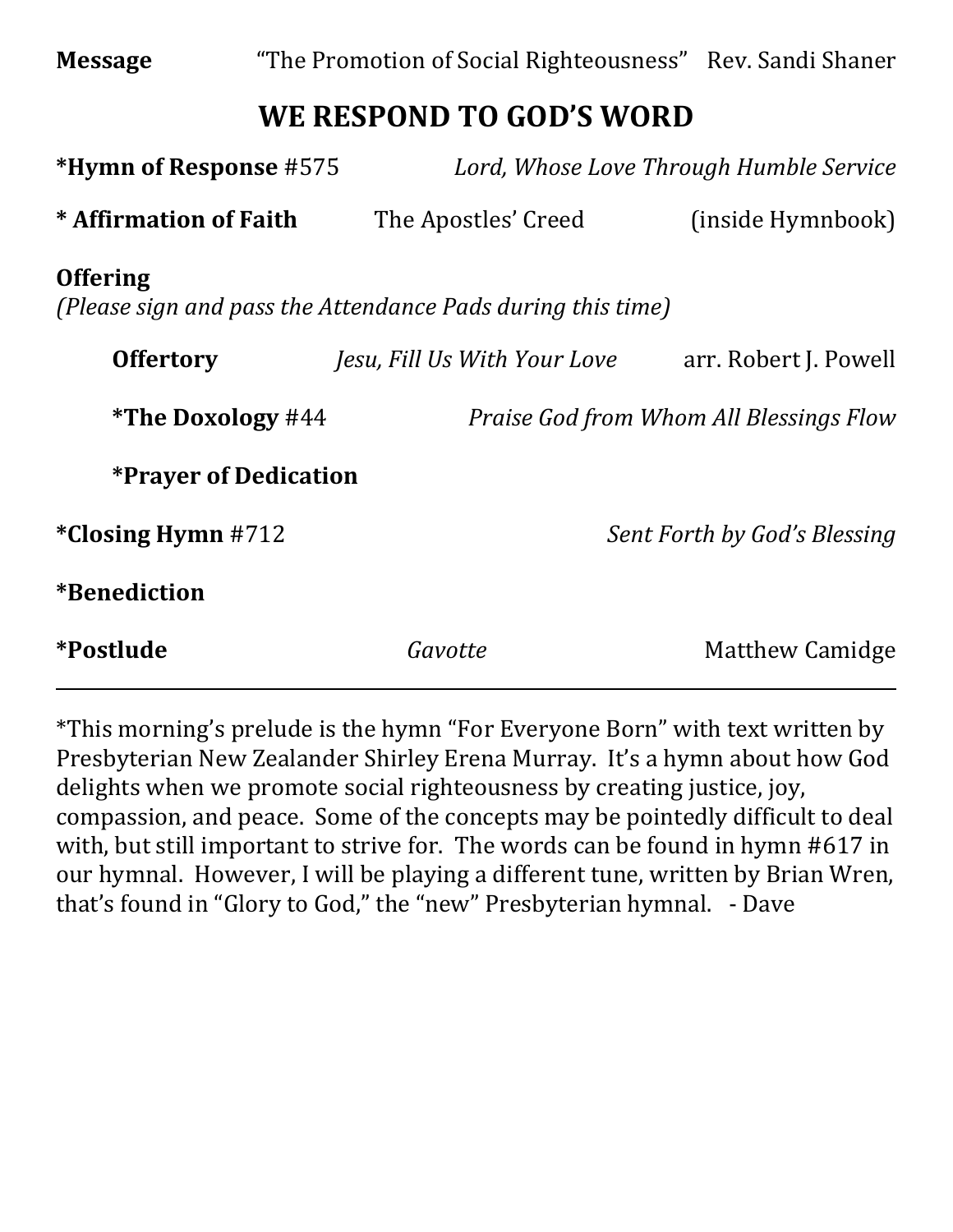**Message** "The Promotion of Social Righteousness" Rev. Sandi Shaner

## WE RESPOND TO GOD'S WORD

**\*Hymn of Response** #575 *Lord, Whose Love Through Humble Service*

**\* Affirmation of Faith** The Apostles' Creed (inside Hymnbook)

**Offering**
*(Please sign and pass the Attendance Pads during this time)*

**Offertory** *Jesu, Fill Us With Your Love* arr. Robert J. Powell

**\*The Doxology** #44 *Praise God from Whom All Blessings Flow*

**\*Prayer of Dedication**

**\*Closing Hymn** #712 *Sent Forth by God's Blessing*

**\*Benediction**

**\*Postlude** *Gavotte* Matthew Camidge

---

\*This morning's prelude is the hymn "For Everyone Born" with text written by Presbyterian New Zealander Shirley Erena Murray. It's a hymn about how God delights when we promote social righteousness by creating justice, joy, compassion, and peace. Some of the concepts may be pointedly difficult to deal with, but still important to strive for. The words can be found in hymn #617 in our hymnal. However, I will be playing a different tune, written by Brian Wren, that's found in "Glory to God," the "new" Presbyterian hymnal. - Dave